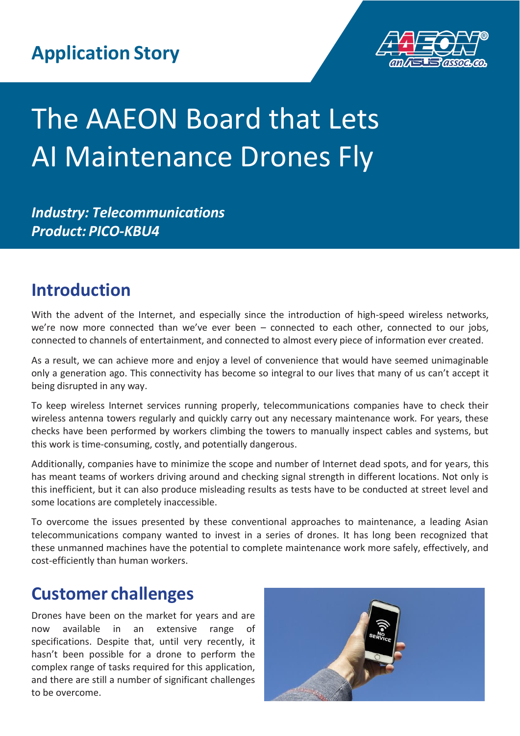Application Story

# The AAEON Board that Lets AI Maintenance Drones Fly

***Industry: Telecommunications***
***Product: PICO-KBU4***

## Introduction

With the advent of the Internet, and especially since the introduction of high-speed wireless networks, we're now more connected than we've ever been – connected to each other, connected to our jobs, connected to channels of entertainment, and connected to almost every piece of information ever created.

As a result, we can achieve more and enjoy a level of convenience that would have seemed unimaginable only a generation ago. This connectivity has become so integral to our lives that many of us can't accept it being disrupted in any way.

To keep wireless Internet services running properly, telecommunications companies have to check their wireless antenna towers regularly and quickly carry out any necessary maintenance work. For years, these checks have been performed by workers climbing the towers to manually inspect cables and systems, but this work is time-consuming, costly, and potentially dangerous.

Additionally, companies have to minimize the scope and number of Internet dead spots, and for years, this has meant teams of workers driving around and checking signal strength in different locations. Not only is this inefficient, but it can also produce misleading results as tests have to be conducted at street level and some locations are completely inaccessible.

To overcome the issues presented by these conventional approaches to maintenance, a leading Asian telecommunications company wanted to invest in a series of drones. It has long been recognized that these unmanned machines have the potential to complete maintenance work more safely, effectively, and cost-efficiently than human workers.

## Customer challenges

Drones have been on the market for years and are now available in an extensive range of specifications. Despite that, until very recently, it hasn't been possible for a drone to perform the complex range of tasks required for this application, and there are still a number of significant challenges to be overcome.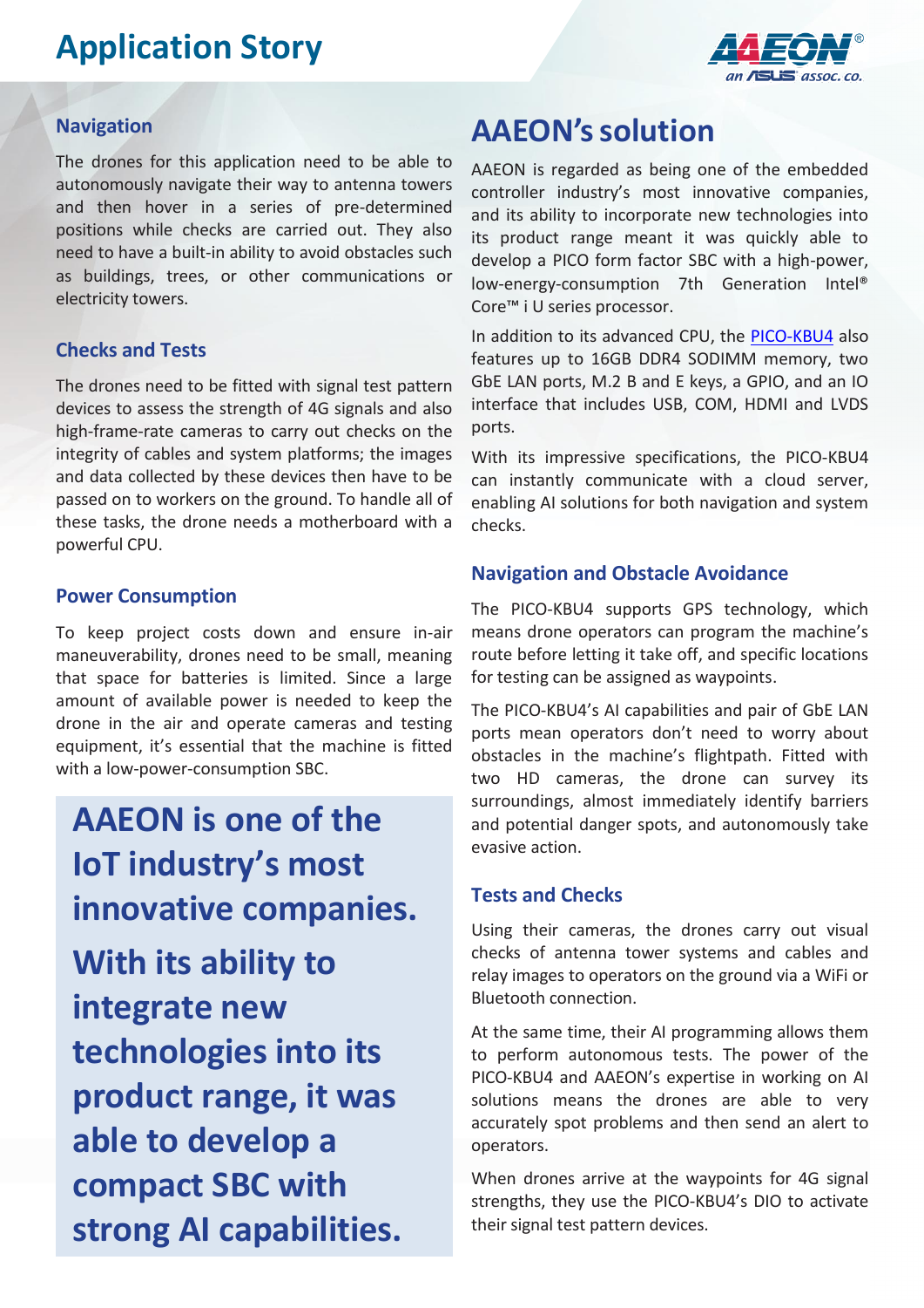### Navigation

The drones for this application need to be able to autonomously navigate their way to antenna towers and then hover in a series of pre-determined positions while checks are carried out. They also need to have a built-in ability to avoid obstacles such as buildings, trees, or other communications or electricity towers.

### Checks and Tests

The drones need to be fitted with signal test pattern devices to assess the strength of 4G signals and also high-frame-rate cameras to carry out checks on the integrity of cables and system platforms; the images and data collected by these devices then have to be passed on to workers on the ground. To handle all of these tasks, the drone needs a motherboard with a powerful CPU.

### Power Consumption

To keep project costs down and ensure in-air maneuverability, drones need to be small, meaning that space for batteries is limited. Since a large amount of available power is needed to keep the drone in the air and operate cameras and testing equipment, it's essential that the machine is fitted with a low-power-consumption SBC.

> **AAEON is one of the IoT industry's most innovative companies.**
>
> **With its ability to integrate new technologies into its product range, it was able to develop a compact SBC with strong AI capabilities.**

## AAEON's solution

AAEON is regarded as being one of the embedded controller industry's most innovative companies, and its ability to incorporate new technologies into its product range meant it was quickly able to develop a PICO form factor SBC with a high-power, low-energy-consumption 7th Generation Intel® Core™ i U series processor.

In addition to its advanced CPU, the PICO-KBU4 also features up to 16GB DDR4 SODIMM memory, two GbE LAN ports, M.2 B and E keys, a GPIO, and an IO interface that includes USB, COM, HDMI and LVDS ports.

With its impressive specifications, the PICO-KBU4 can instantly communicate with a cloud server, enabling AI solutions for both navigation and system checks.

### Navigation and Obstacle Avoidance

The PICO-KBU4 supports GPS technology, which means drone operators can program the machine's route before letting it take off, and specific locations for testing can be assigned as waypoints.

The PICO-KBU4's AI capabilities and pair of GbE LAN ports mean operators don't need to worry about obstacles in the machine's flightpath. Fitted with two HD cameras, the drone can survey its surroundings, almost immediately identify barriers and potential danger spots, and autonomously take evasive action.

### Tests and Checks

Using their cameras, the drones carry out visual checks of antenna tower systems and cables and relay images to operators on the ground via a WiFi or Bluetooth connection.

At the same time, their AI programming allows them to perform autonomous tests. The power of the PICO-KBU4 and AAEON's expertise in working on AI solutions means the drones are able to very accurately spot problems and then send an alert to operators.

When drones arrive at the waypoints for 4G signal strengths, they use the PICO-KBU4's DIO to activate their signal test pattern devices.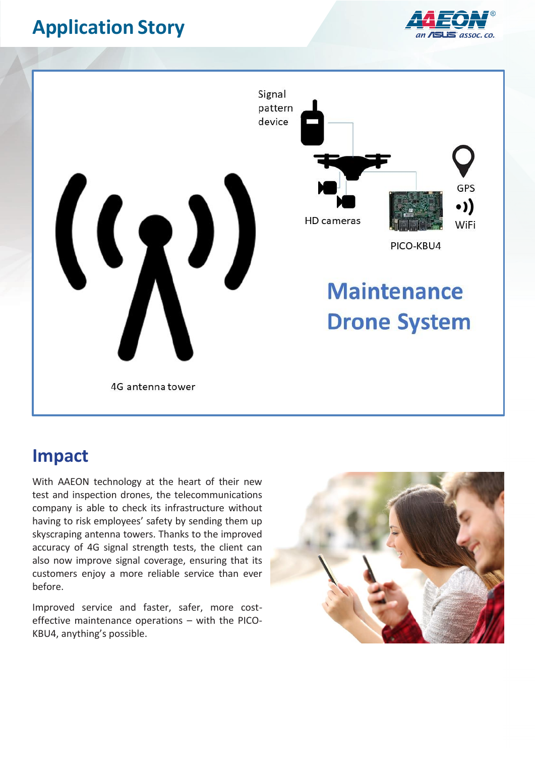## Application Story

Signal pattern device

HD cameras

PICO-KBU4

GPS

WiFi

4G antenna tower

**Maintenance Drone System**

## Impact

With AAEON technology at the heart of their new test and inspection drones, the telecommunications company is able to check its infrastructure without having to risk employees' safety by sending them up skyscraping antenna towers. Thanks to the improved accuracy of 4G signal strength tests, the client can also now improve signal coverage, ensuring that its customers enjoy a more reliable service than ever before.

Improved service and faster, safer, more cost-effective maintenance operations – with the PICO-KBU4, anything's possible.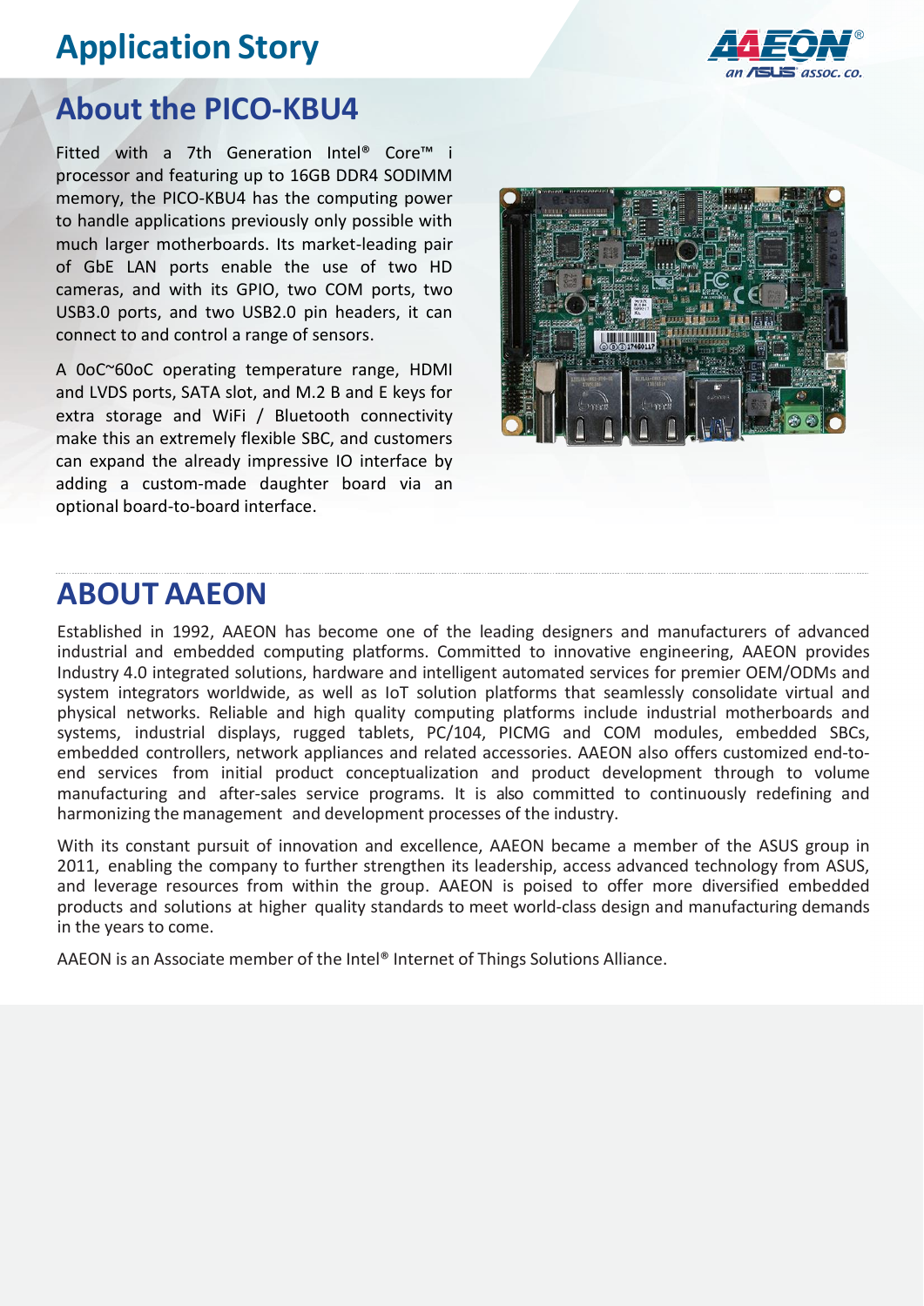# Application Story

## About the PICO-KBU4

Fitted with a 7th Generation Intel® Core™ i processor and featuring up to 16GB DDR4 SODIMM memory, the PICO-KBU4 has the computing power to handle applications previously only possible with much larger motherboards. Its market-leading pair of GbE LAN ports enable the use of two HD cameras, and with its GPIO, two COM ports, two USB3.0 ports, and two USB2.0 pin headers, it can connect to and control a range of sensors.

A 0oC~60oC operating temperature range, HDMI and LVDS ports, SATA slot, and M.2 B and E keys for extra storage and WiFi / Bluetooth connectivity make this an extremely flexible SBC, and customers can expand the already impressive IO interface by adding a custom-made daughter board via an optional board-to-board interface.

## ABOUT AAEON

Established in 1992, AAEON has become one of the leading designers and manufacturers of advanced industrial and embedded computing platforms. Committed to innovative engineering, AAEON provides Industry 4.0 integrated solutions, hardware and intelligent automated services for premier OEM/ODMs and system integrators worldwide, as well as IoT solution platforms that seamlessly consolidate virtual and physical networks. Reliable and high quality computing platforms include industrial motherboards and systems, industrial displays, rugged tablets, PC/104, PICMG and COM modules, embedded SBCs, embedded controllers, network appliances and related accessories. AAEON also offers customized end-to-end services from initial product conceptualization and product development through to volume manufacturing and after-sales service programs. It is also committed to continuously redefining and harmonizing the management and development processes of the industry.

With its constant pursuit of innovation and excellence, AAEON became a member of the ASUS group in 2011, enabling the company to further strengthen its leadership, access advanced technology from ASUS, and leverage resources from within the group. AAEON is poised to offer more diversified embedded products and solutions at higher quality standards to meet world-class design and manufacturing demands in the years to come.

AAEON is an Associate member of the Intel® Internet of Things Solutions Alliance.